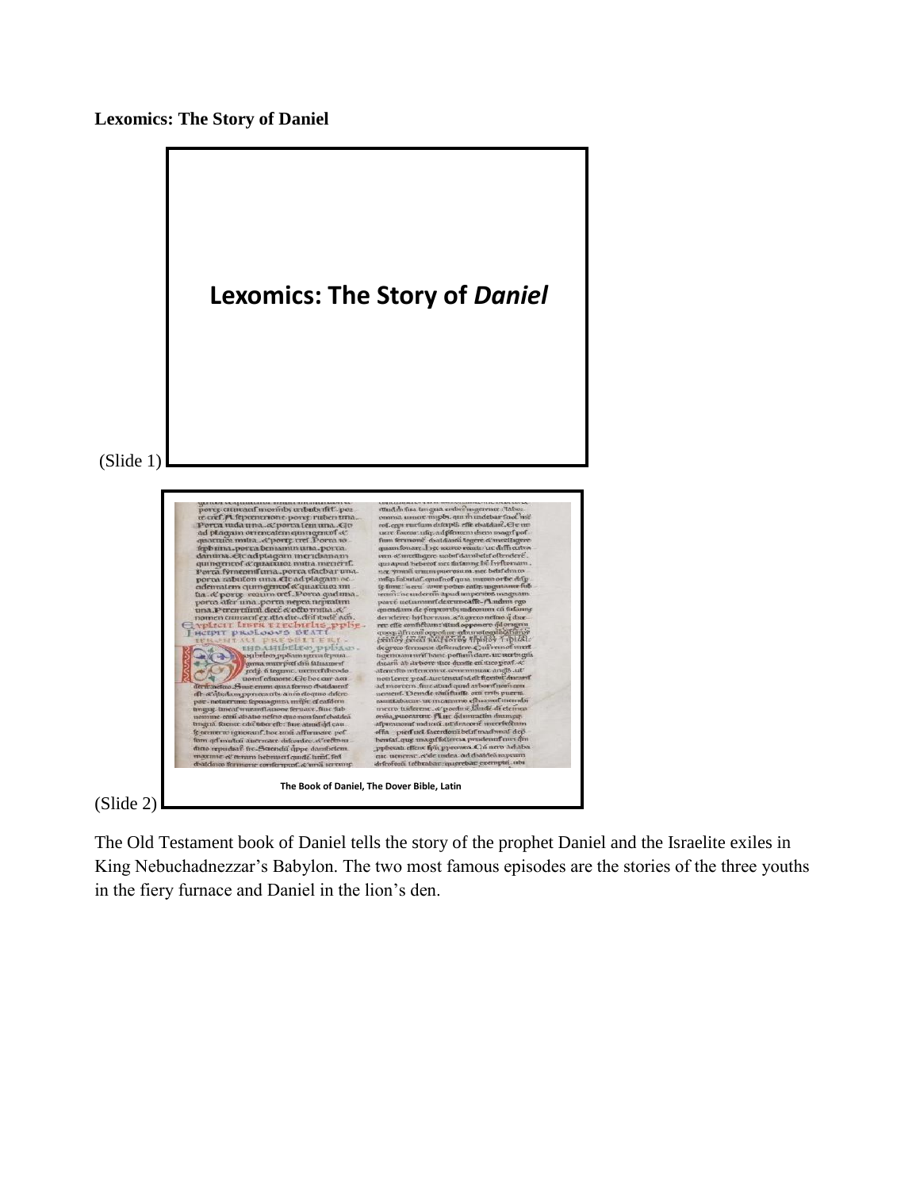**Lexomics: The Story of Daniel**

(Slide 1)

**Lexomics: The Story of *Daniel***

(Slide 2)

The Book of Daniel, The Dover Bible, Latin

The Old Testament book of Daniel tells the story of the prophet Daniel and the Israelite exiles in King Nebuchadnezzar's Babylon. The two most famous episodes are the stories of the three youths in the fiery furnace and Daniel in the lion's den.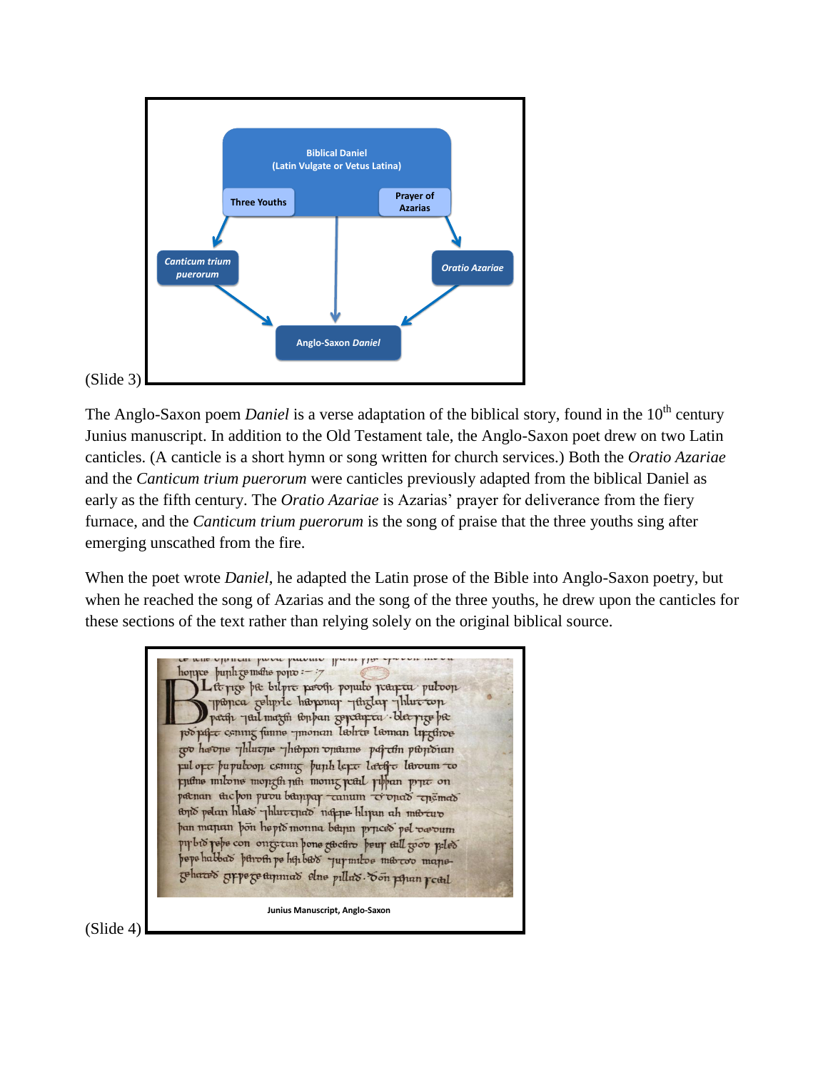(Slide 3)

The Anglo-Saxon poem *Daniel* is a verse adaptation of the biblical story, found in the 10th century Junius manuscript. In addition to the Old Testament tale, the Anglo-Saxon poet drew on two Latin canticles. (A canticle is a short hymn or song written for church services.) Both the *Oratio Azariae* and the *Canticum trium puerorum* were canticles previously adapted from the biblical Daniel as early as the fifth century. The *Oratio Azariae* is Azarias' prayer for deliverance from the fiery furnace, and the *Canticum trium puerorum* is the song of praise that the three youths sing after emerging unscathed from the fire.

When the poet wrote *Daniel*, he adapted the Latin prose of the Bible into Anglo-Saxon poetry, but when he reached the song of Azarias and the song of the three youths, he drew upon the canticles for these sections of the text rather than relying solely on the original biblical source.

(Slide 4)

Junius Manuscript, Anglo-Saxon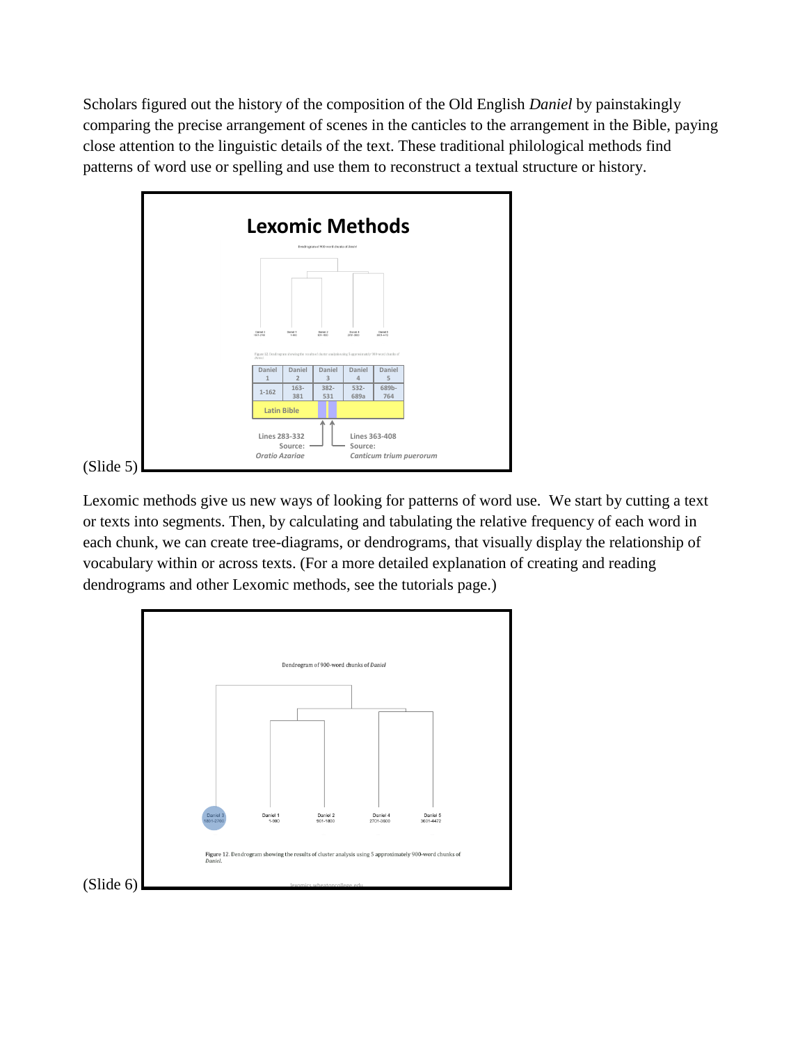Scholars figured out the history of the composition of the Old English *Daniel* by painstakingly comparing the precise arrangement of scenes in the canticles to the arrangement in the Bible, paying close attention to the linguistic details of the text. These traditional philological methods find patterns of word use or spelling and use them to reconstruct a textual structure or history.

(Slide 5)

Lexomic methods give us new ways of looking for patterns of word use. We start by cutting a text or texts into segments. Then, by calculating and tabulating the relative frequency of each word in each chunk, we can create tree-diagrams, or dendrograms, that visually display the relationship of vocabulary within or across texts. (For a more detailed explanation of creating and reading dendrograms and other Lexomic methods, see the tutorials page.)

(Slide 6)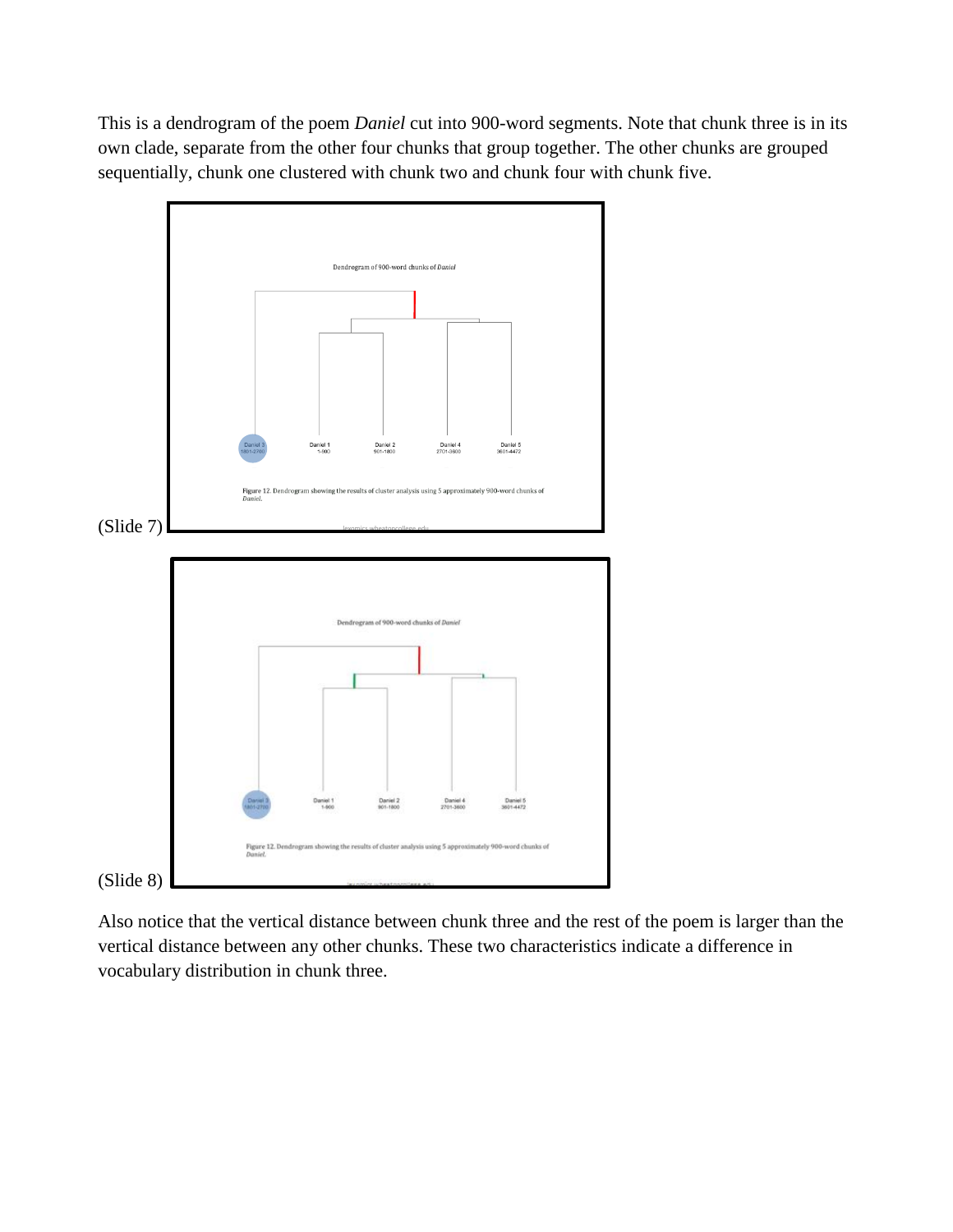This is a dendrogram of the poem *Daniel* cut into 900-word segments. Note that chunk three is in its own clade, separate from the other four chunks that group together. The other chunks are grouped sequentially, chunk one clustered with chunk two and chunk four with chunk five.

(Slide 7)

(Slide 8)

Also notice that the vertical distance between chunk three and the rest of the poem is larger than the vertical distance between any other chunks. These two characteristics indicate a difference in vocabulary distribution in chunk three.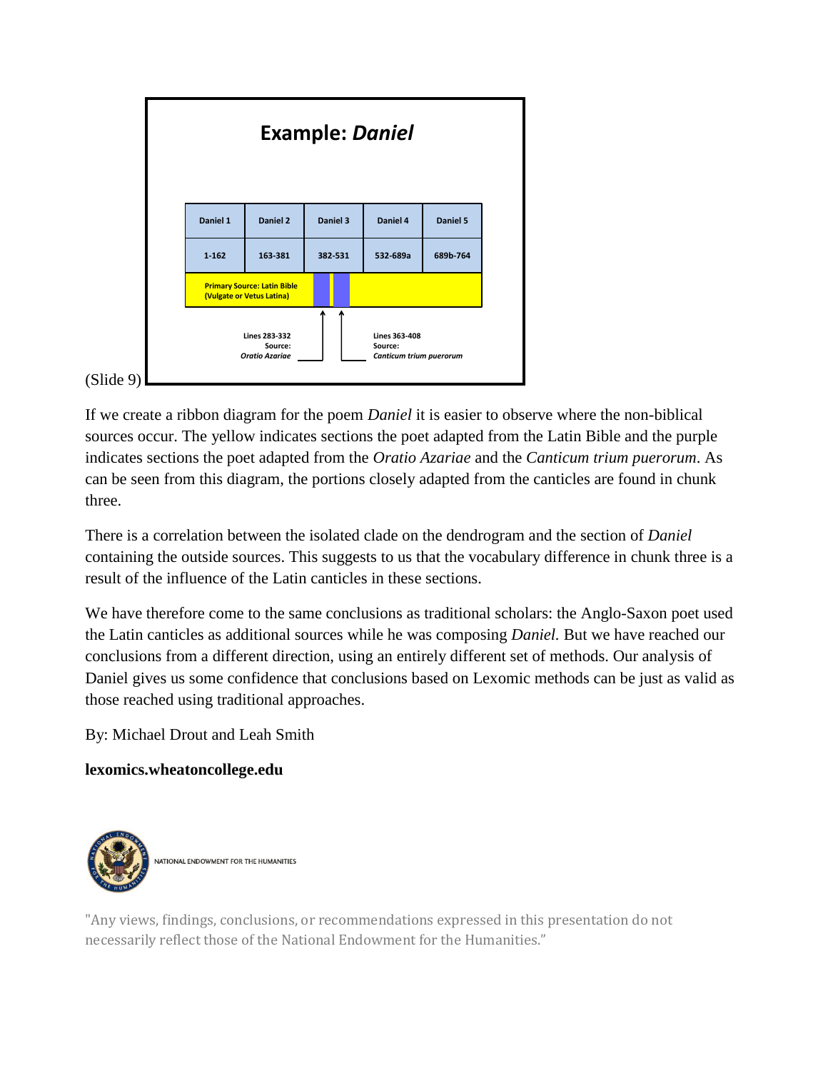## Example: *Daniel*

| Daniel 1 | Daniel 2 | Daniel 3 | Daniel 4 | Daniel 5 |
|---|---|---|---|---|
| 1-162 | 163-381 | 382-531 | 532-689a | 689b-764 |

Primary Source: Latin Bible (Vulgate or Vetus Latina)

Lines 283-332 Source: *Oratio Azariae*

Lines 363-408 Source: *Canticum trium puerorum*

(Slide 9)

If we create a ribbon diagram for the poem *Daniel* it is easier to observe where the non-biblical sources occur. The yellow indicates sections the poet adapted from the Latin Bible and the purple indicates sections the poet adapted from the *Oratio Azariae* and the *Canticum trium puerorum*. As can be seen from this diagram, the portions closely adapted from the canticles are found in chunk three.

There is a correlation between the isolated clade on the dendrogram and the section of *Daniel* containing the outside sources. This suggests to us that the vocabulary difference in chunk three is a result of the influence of the Latin canticles in these sections.

We have therefore come to the same conclusions as traditional scholars: the Anglo-Saxon poet used the Latin canticles as additional sources while he was composing *Daniel*. But we have reached our conclusions from a different direction, using an entirely different set of methods. Our analysis of Daniel gives us some confidence that conclusions based on Lexomic methods can be just as valid as those reached using traditional approaches.

By: Michael Drout and Leah Smith

**lexomics.wheatoncollege.edu**

NATIONAL ENDOWMENT FOR THE HUMANITIES

"Any views, findings, conclusions, or recommendations expressed in this presentation do not necessarily reflect those of the National Endowment for the Humanities."